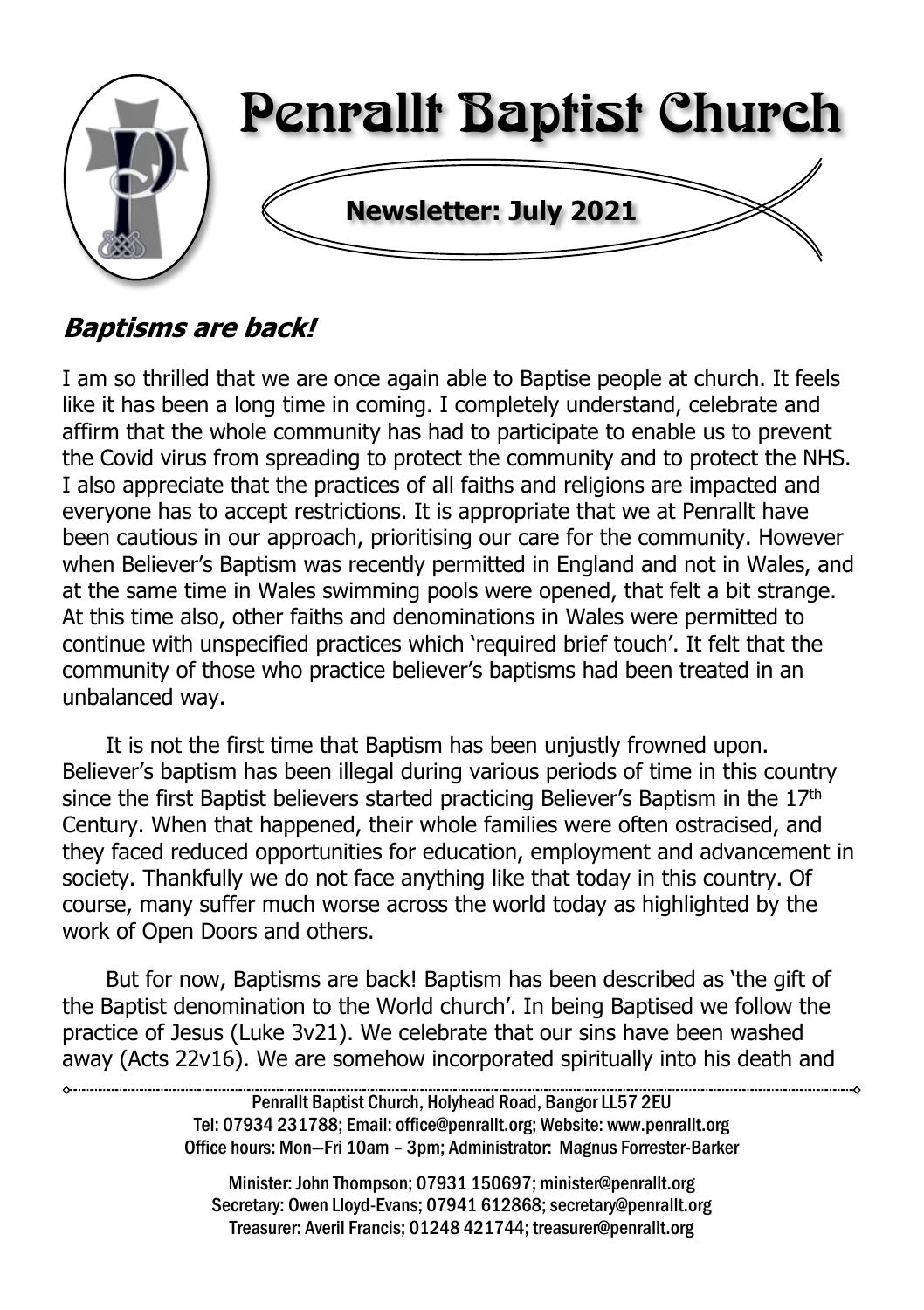# Penrallt Baptist Church

**Newsletter: July 2021**

## *Baptisms are back!*

I am so thrilled that we are once again able to Baptise people at church. It feels like it has been a long time in coming. I completely understand, celebrate and affirm that the whole community has had to participate to enable us to prevent the Covid virus from spreading to protect the community and to protect the NHS. I also appreciate that the practices of all faiths and religions are impacted and everyone has to accept restrictions. It is appropriate that we at Penrallt have been cautious in our approach, prioritising our care for the community. However when Believer's Baptism was recently permitted in England and not in Wales, and at the same time in Wales swimming pools were opened, that felt a bit strange. At this time also, other faiths and denominations in Wales were permitted to continue with unspecified practices which 'required brief touch'. It felt that the community of those who practice believer's baptisms had been treated in an unbalanced way.

It is not the first time that Baptism has been unjustly frowned upon. Believer's baptism has been illegal during various periods of time in this country since the first Baptist believers started practicing Believer's Baptism in the 17th Century. When that happened, their whole families were often ostracised, and they faced reduced opportunities for education, employment and advancement in society. Thankfully we do not face anything like that today in this country. Of course, many suffer much worse across the world today as highlighted by the work of Open Doors and others.

But for now, Baptisms are back! Baptism has been described as 'the gift of the Baptist denomination to the World church'. In being Baptised we follow the practice of Jesus (Luke 3v21). We celebrate that our sins have been washed away (Acts 22v16). We are somehow incorporated spiritually into his death and

Penrallt Baptist Church, Holyhead Road, Bangor LL57 2EU
Tel: 07934 231788; Email: office@penrallt.org; Website: www.penrallt.org
Office hours: Mon—Fri 10am – 3pm; Administrator: Magnus Forrester-Barker

Minister: John Thompson; 07931 150697; minister@penrallt.org
Secretary: Owen Lloyd-Evans; 07941 612868; secretary@penrallt.org
Treasurer: Averil Francis; 01248 421744; treasurer@penrallt.org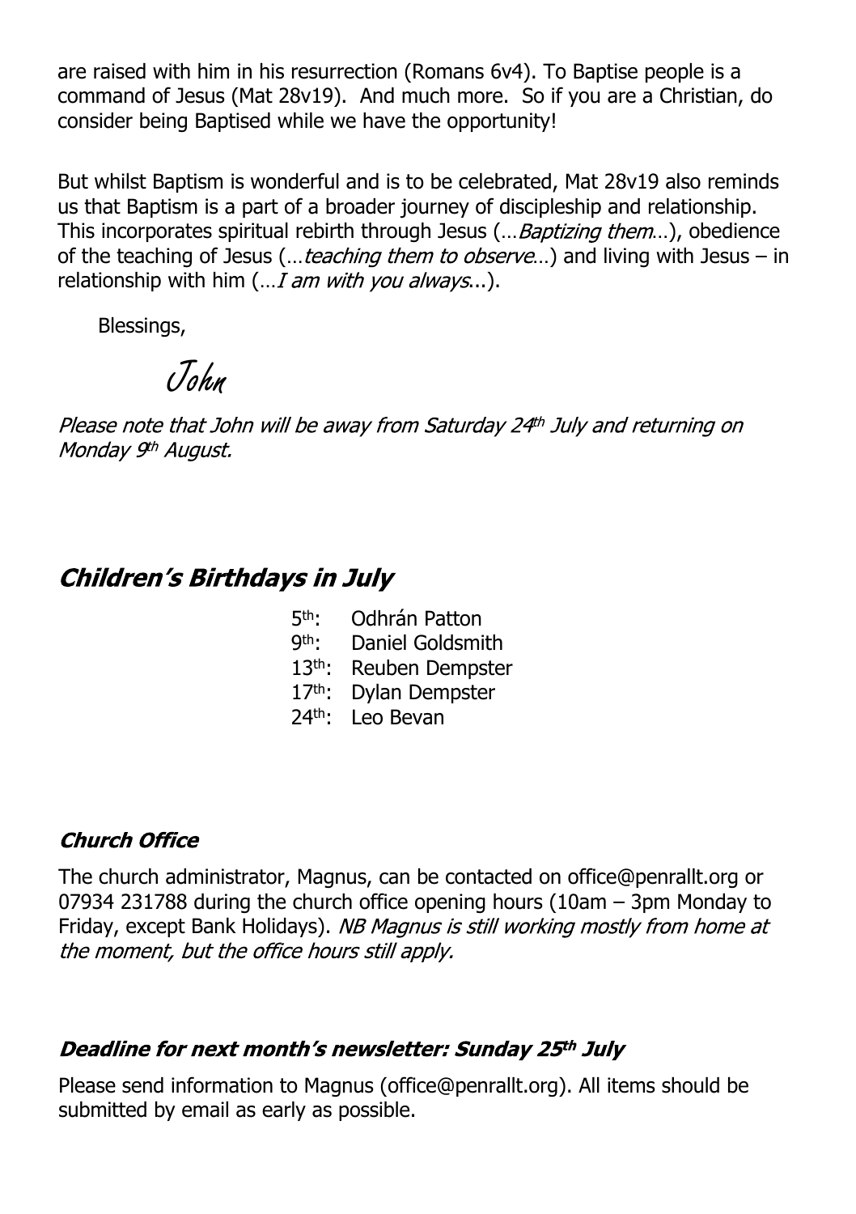are raised with him in his resurrection (Romans 6v4). To Baptise people is a command of Jesus (Mat 28v19). And much more. So if you are a Christian, do consider being Baptised while we have the opportunity!

But whilst Baptism is wonderful and is to be celebrated, Mat 28v19 also reminds us that Baptism is a part of a broader journey of discipleship and relationship. This incorporates spiritual rebirth through Jesus (…*Baptizing them*…), obedience of the teaching of Jesus (…*teaching them to observe*…) and living with Jesus – in relationship with him (…*I am with you always*...).

Blessings,

John

*Please note that John will be away from Saturday 24th July and returning on Monday 9th August.*

## *Children's Birthdays in July*

5th: Odhrán Patton
9th: Daniel Goldsmith
13th: Reuben Dempster
17th: Dylan Dempster
24th: Leo Bevan

### *Church Office*

The church administrator, Magnus, can be contacted on office@penrallt.org or 07934 231788 during the church office opening hours (10am – 3pm Monday to Friday, except Bank Holidays). *NB Magnus is still working mostly from home at the moment, but the office hours still apply.*

### *Deadline for next month's newsletter: Sunday 25th July*

Please send information to Magnus (office@penrallt.org). All items should be submitted by email as early as possible.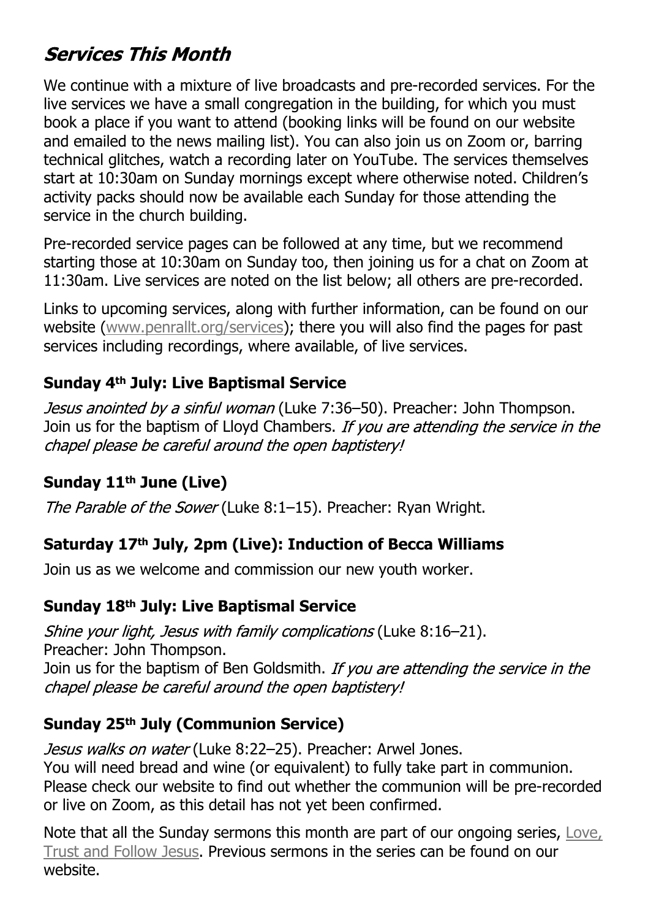## *Services This Month*

We continue with a mixture of live broadcasts and pre-recorded services. For the live services we have a small congregation in the building, for which you must book a place if you want to attend (booking links will be found on our website and emailed to the news mailing list). You can also join us on Zoom or, barring technical glitches, watch a recording later on YouTube. The services themselves start at 10:30am on Sunday mornings except where otherwise noted. Children's activity packs should now be available each Sunday for those attending the service in the church building.

Pre-recorded service pages can be followed at any time, but we recommend starting those at 10:30am on Sunday too, then joining us for a chat on Zoom at 11:30am. Live services are noted on the list below; all others are pre-recorded.

Links to upcoming services, along with further information, can be found on our website (www.penrallt.org/services); there you will also find the pages for past services including recordings, where available, of live services.

### Sunday 4th July: Live Baptismal Service

*Jesus anointed by a sinful woman* (Luke 7:36–50). Preacher: John Thompson. Join us for the baptism of Lloyd Chambers. *If you are attending the service in the chapel please be careful around the open baptistery!*

### Sunday 11th June (Live)

*The Parable of the Sower* (Luke 8:1–15). Preacher: Ryan Wright.

### Saturday 17th July, 2pm (Live): Induction of Becca Williams

Join us as we welcome and commission our new youth worker.

### Sunday 18th July: Live Baptismal Service

*Shine your light, Jesus with family complications* (Luke 8:16–21).
Preacher: John Thompson.
Join us for the baptism of Ben Goldsmith. *If you are attending the service in the chapel please be careful around the open baptistery!*

### Sunday 25th July (Communion Service)

*Jesus walks on water* (Luke 8:22–25). Preacher: Arwel Jones.
You will need bread and wine (or equivalent) to fully take part in communion. Please check our website to find out whether the communion will be pre-recorded or live on Zoom, as this detail has not yet been confirmed.

Note that all the Sunday sermons this month are part of our ongoing series, Love, Trust and Follow Jesus. Previous sermons in the series can be found on our website.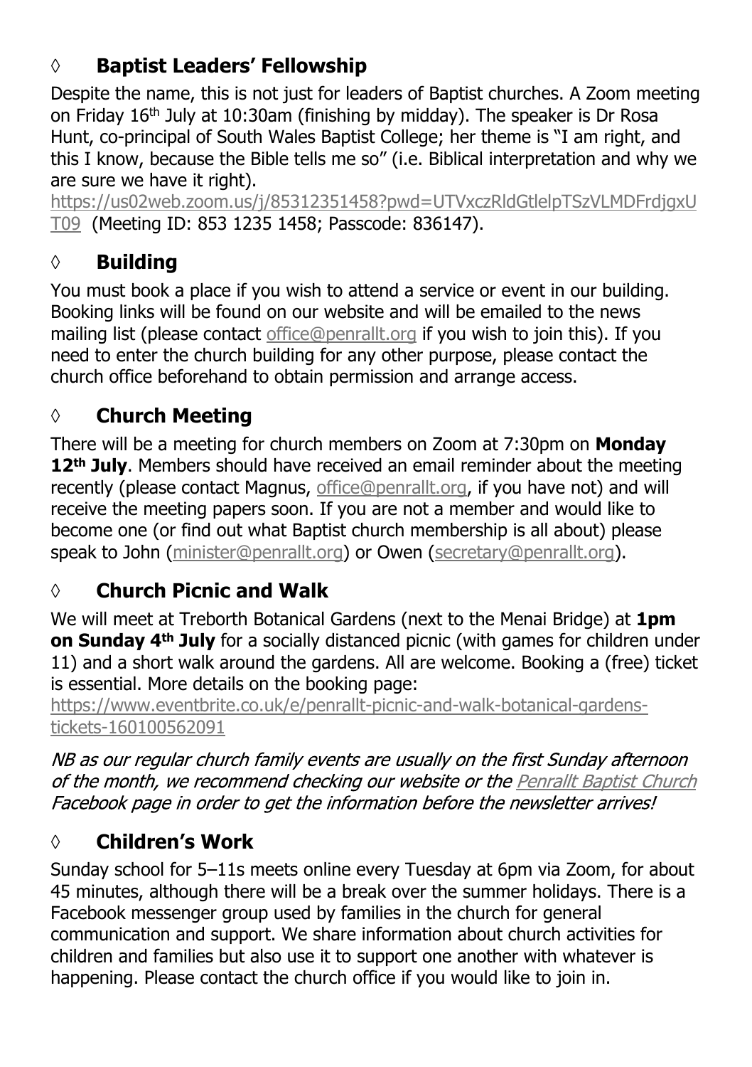## ◊ Baptist Leaders' Fellowship

Despite the name, this is not just for leaders of Baptist churches. A Zoom meeting on Friday 16th July at 10:30am (finishing by midday). The speaker is Dr Rosa Hunt, co-principal of South Wales Baptist College; her theme is "I am right, and this I know, because the Bible tells me so" (i.e. Biblical interpretation and why we are sure we have it right).
https://us02web.zoom.us/j/85312351458?pwd=UTVxczRldGtlelpTSzVLMDFrdjgxUT09 (Meeting ID: 853 1235 1458; Passcode: 836147).

## ◊ Building

You must book a place if you wish to attend a service or event in our building. Booking links will be found on our website and will be emailed to the news mailing list (please contact office@penrallt.org if you wish to join this). If you need to enter the church building for any other purpose, please contact the church office beforehand to obtain permission and arrange access.

## ◊ Church Meeting

There will be a meeting for church members on Zoom at 7:30pm on **Monday 12th July**. Members should have received an email reminder about the meeting recently (please contact Magnus, office@penrallt.org, if you have not) and will receive the meeting papers soon. If you are not a member and would like to become one (or find out what Baptist church membership is all about) please speak to John (minister@penrallt.org) or Owen (secretary@penrallt.org).

## ◊ Church Picnic and Walk

We will meet at Treborth Botanical Gardens (next to the Menai Bridge) at **1pm on Sunday 4th July** for a socially distanced picnic (with games for children under 11) and a short walk around the gardens. All are welcome. Booking a (free) ticket is essential. More details on the booking page:
https://www.eventbrite.co.uk/e/penrallt-picnic-and-walk-botanical-gardens-tickets-160100562091

*NB as our regular church family events are usually on the first Sunday afternoon of the month, we recommend checking our website or the Penrallt Baptist Church Facebook page in order to get the information before the newsletter arrives!*

## ◊ Children's Work

Sunday school for 5–11s meets online every Tuesday at 6pm via Zoom, for about 45 minutes, although there will be a break over the summer holidays. There is a Facebook messenger group used by families in the church for general communication and support. We share information about church activities for children and families but also use it to support one another with whatever is happening. Please contact the church office if you would like to join in.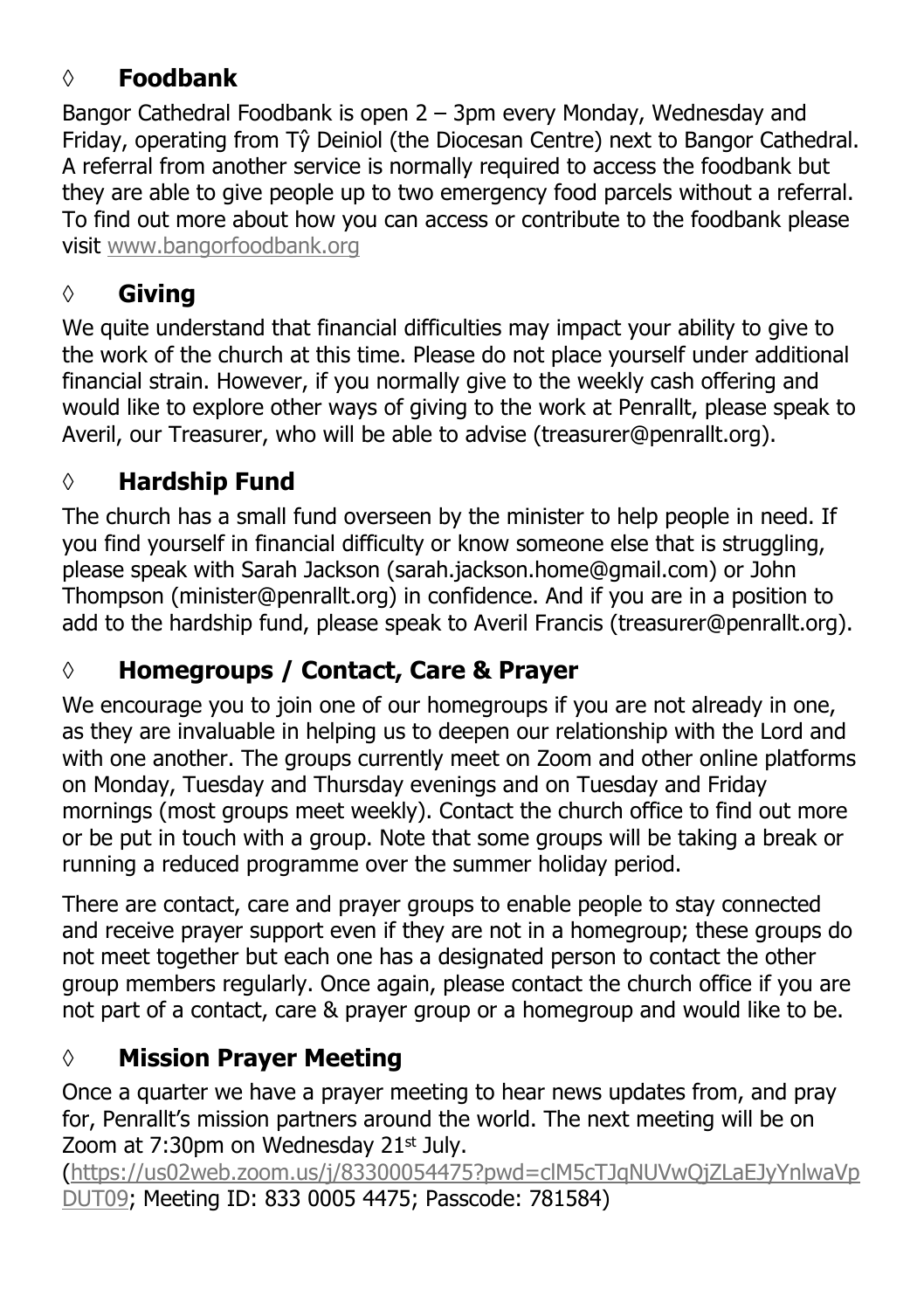## ◊ Foodbank

Bangor Cathedral Foodbank is open 2 – 3pm every Monday, Wednesday and Friday, operating from Tŷ Deiniol (the Diocesan Centre) next to Bangor Cathedral. A referral from another service is normally required to access the foodbank but they are able to give people up to two emergency food parcels without a referral. To find out more about how you can access or contribute to the foodbank please visit www.bangorfoodbank.org

## ◊ Giving

We quite understand that financial difficulties may impact your ability to give to the work of the church at this time. Please do not place yourself under additional financial strain. However, if you normally give to the weekly cash offering and would like to explore other ways of giving to the work at Penrallt, please speak to Averil, our Treasurer, who will be able to advise (treasurer@penrallt.org).

## ◊ Hardship Fund

The church has a small fund overseen by the minister to help people in need. If you find yourself in financial difficulty or know someone else that is struggling, please speak with Sarah Jackson (sarah.jackson.home@gmail.com) or John Thompson (minister@penrallt.org) in confidence. And if you are in a position to add to the hardship fund, please speak to Averil Francis (treasurer@penrallt.org).

## ◊ Homegroups / Contact, Care & Prayer

We encourage you to join one of our homegroups if you are not already in one, as they are invaluable in helping us to deepen our relationship with the Lord and with one another. The groups currently meet on Zoom and other online platforms on Monday, Tuesday and Thursday evenings and on Tuesday and Friday mornings (most groups meet weekly). Contact the church office to find out more or be put in touch with a group. Note that some groups will be taking a break or running a reduced programme over the summer holiday period.

There are contact, care and prayer groups to enable people to stay connected and receive prayer support even if they are not in a homegroup; these groups do not meet together but each one has a designated person to contact the other group members regularly. Once again, please contact the church office if you are not part of a contact, care & prayer group or a homegroup and would like to be.

## ◊ Mission Prayer Meeting

Once a quarter we have a prayer meeting to hear news updates from, and pray for, Penrallt's mission partners around the world. The next meeting will be on Zoom at 7:30pm on Wednesday 21st July.
(https://us02web.zoom.us/j/83300054475?pwd=clM5cTJqNUVwQjZLaEJyYnlwaVpDUT09; Meeting ID: 833 0005 4475; Passcode: 781584)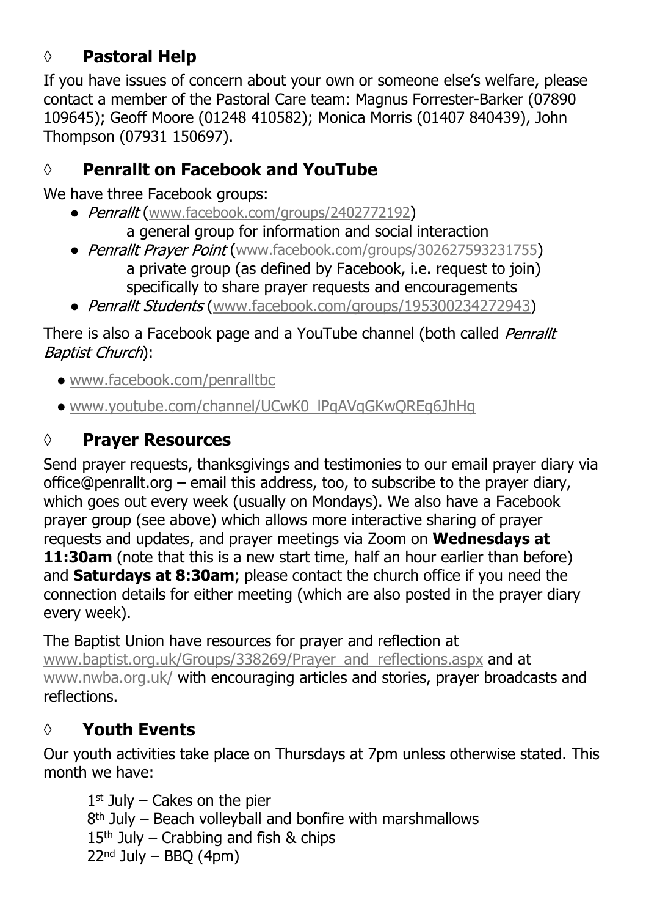## ◊ Pastoral Help

If you have issues of concern about your own or someone else's welfare, please contact a member of the Pastoral Care team: Magnus Forrester-Barker (07890 109645); Geoff Moore (01248 410582); Monica Morris (01407 840439), John Thompson (07931 150697).

## ◊ Penrallt on Facebook and YouTube

We have three Facebook groups:

- *Penrallt* (www.facebook.com/groups/2402772192)
  a general group for information and social interaction
- *Penrallt Prayer Point* (www.facebook.com/groups/302627593231755)
  a private group (as defined by Facebook, i.e. request to join) specifically to share prayer requests and encouragements
- *Penrallt Students* (www.facebook.com/groups/195300234272943)

There is also a Facebook page and a YouTube channel (both called *Penrallt Baptist Church*):

- www.facebook.com/penralltbc
- www.youtube.com/channel/UCwK0_lPqAVqGKwQREq6JhHg

## ◊ Prayer Resources

Send prayer requests, thanksgivings and testimonies to our email prayer diary via office@penrallt.org – email this address, too, to subscribe to the prayer diary, which goes out every week (usually on Mondays). We also have a Facebook prayer group (see above) which allows more interactive sharing of prayer requests and updates, and prayer meetings via Zoom on **Wednesdays at 11:30am** (note that this is a new start time, half an hour earlier than before) and **Saturdays at 8:30am**; please contact the church office if you need the connection details for either meeting (which are also posted in the prayer diary every week).

The Baptist Union have resources for prayer and reflection at www.baptist.org.uk/Groups/338269/Prayer_and_reflections.aspx and at www.nwba.org.uk/ with encouraging articles and stories, prayer broadcasts and reflections.

## ◊ Youth Events

Our youth activities take place on Thursdays at 7pm unless otherwise stated. This month we have:

1st July – Cakes on the pier
8th July – Beach volleyball and bonfire with marshmallows
15th July – Crabbing and fish & chips
22nd July – BBQ (4pm)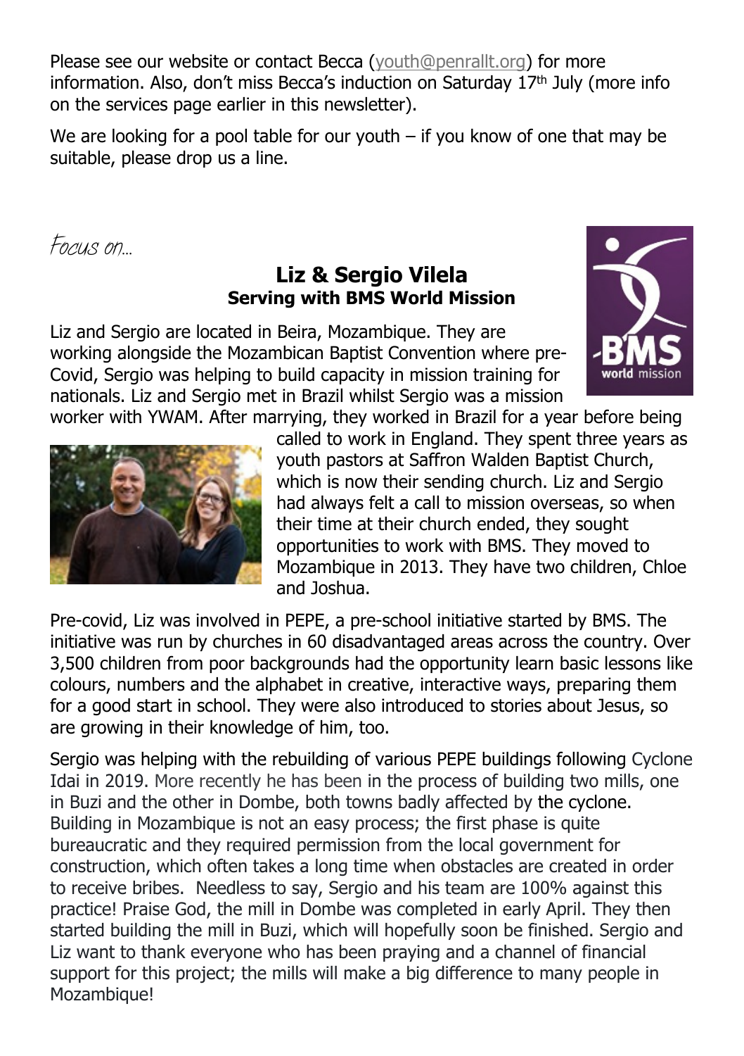Please see our website or contact Becca (youth@penrallt.org) for more information. Also, don't miss Becca's induction on Saturday 17th July (more info on the services page earlier in this newsletter).

We are looking for a pool table for our youth – if you know of one that may be suitable, please drop us a line.

*Focus on…*

## Liz & Sergio Vilela

### Serving with BMS World Mission

Liz and Sergio are located in Beira, Mozambique. They are working alongside the Mozambican Baptist Convention where pre-Covid, Sergio was helping to build capacity in mission training for nationals. Liz and Sergio met in Brazil whilst Sergio was a mission worker with YWAM. After marrying, they worked in Brazil for a year before being called to work in England. They spent three years as youth pastors at Saffron Walden Baptist Church, which is now their sending church. Liz and Sergio had always felt a call to mission overseas, so when their time at their church ended, they sought opportunities to work with BMS. They moved to Mozambique in 2013. They have two children, Chloe and Joshua.

Pre-covid, Liz was involved in PEPE, a pre-school initiative started by BMS. The initiative was run by churches in 60 disadvantaged areas across the country. Over 3,500 children from poor backgrounds had the opportunity learn basic lessons like colours, numbers and the alphabet in creative, interactive ways, preparing them for a good start in school. They were also introduced to stories about Jesus, so are growing in their knowledge of him, too.

Sergio was helping with the rebuilding of various PEPE buildings following Cyclone Idai in 2019. More recently he has been in the process of building two mills, one in Buzi and the other in Dombe, both towns badly affected by the cyclone. Building in Mozambique is not an easy process; the first phase is quite bureaucratic and they required permission from the local government for construction, which often takes a long time when obstacles are created in order to receive bribes. Needless to say, Sergio and his team are 100% against this practice! Praise God, the mill in Dombe was completed in early April. They then started building the mill in Buzi, which will hopefully soon be finished. Sergio and Liz want to thank everyone who has been praying and a channel of financial support for this project; the mills will make a big difference to many people in Mozambique!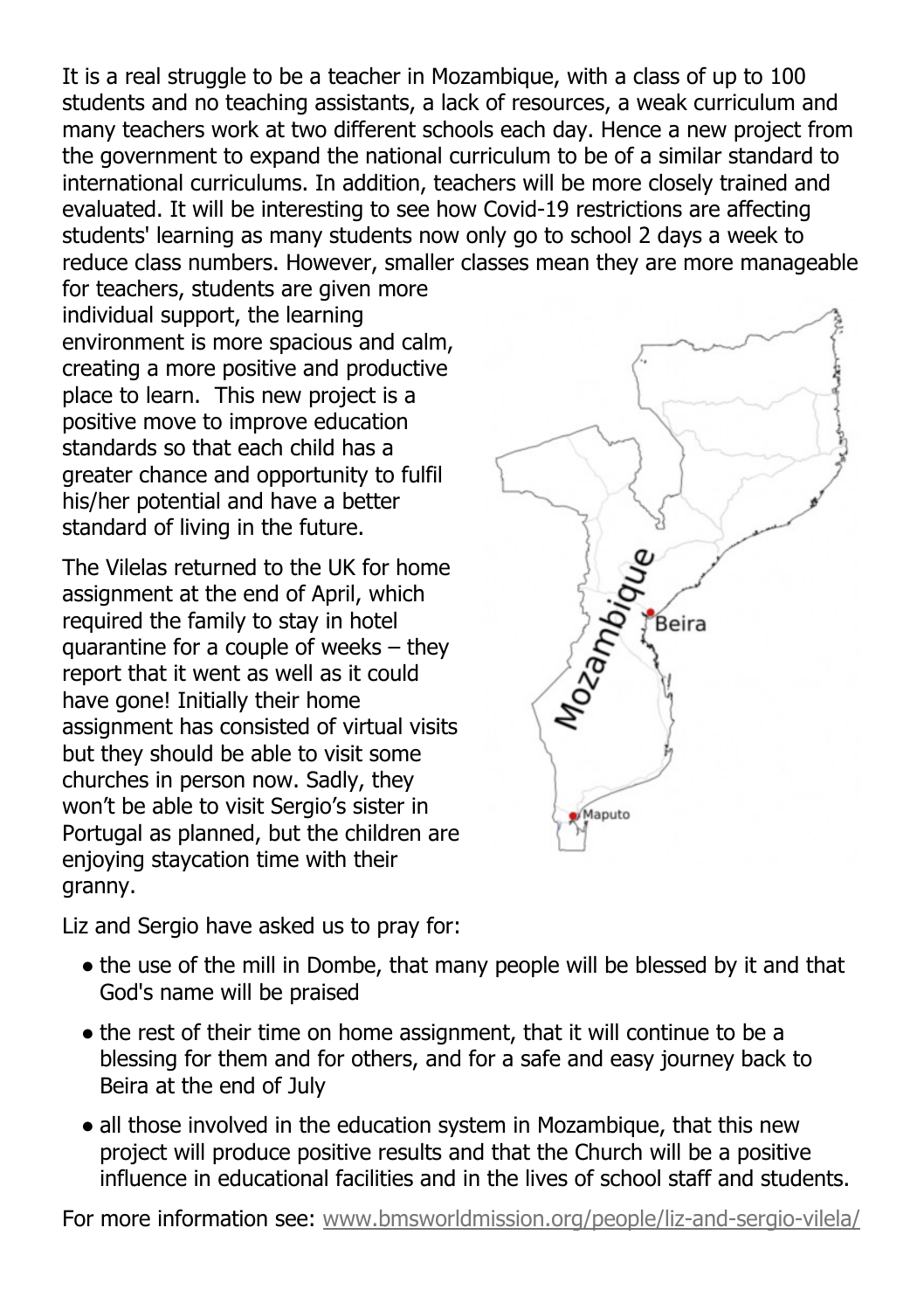It is a real struggle to be a teacher in Mozambique, with a class of up to 100 students and no teaching assistants, a lack of resources, a weak curriculum and many teachers work at two different schools each day. Hence a new project from the government to expand the national curriculum to be of a similar standard to international curriculums. In addition, teachers will be more closely trained and evaluated. It will be interesting to see how Covid-19 restrictions are affecting students' learning as many students now only go to school 2 days a week to reduce class numbers. However, smaller classes mean they are more manageable for teachers, students are given more individual support, the learning environment is more spacious and calm, creating a more positive and productive place to learn. This new project is a positive move to improve education standards so that each child has a greater chance and opportunity to fulfil his/her potential and have a better standard of living in the future.

Mozambique

Beira

Maputo

The Vilelas returned to the UK for home assignment at the end of April, which required the family to stay in hotel quarantine for a couple of weeks – they report that it went as well as it could have gone! Initially their home assignment has consisted of virtual visits but they should be able to visit some churches in person now. Sadly, they won't be able to visit Sergio's sister in Portugal as planned, but the children are enjoying staycation time with their granny.

Liz and Sergio have asked us to pray for:

- the use of the mill in Dombe, that many people will be blessed by it and that God's name will be praised
- the rest of their time on home assignment, that it will continue to be a blessing for them and for others, and for a safe and easy journey back to Beira at the end of July
- all those involved in the education system in Mozambique, that this new project will produce positive results and that the Church will be a positive influence in educational facilities and in the lives of school staff and students.

For more information see: www.bmsworldmission.org/people/liz-and-sergio-vilela/